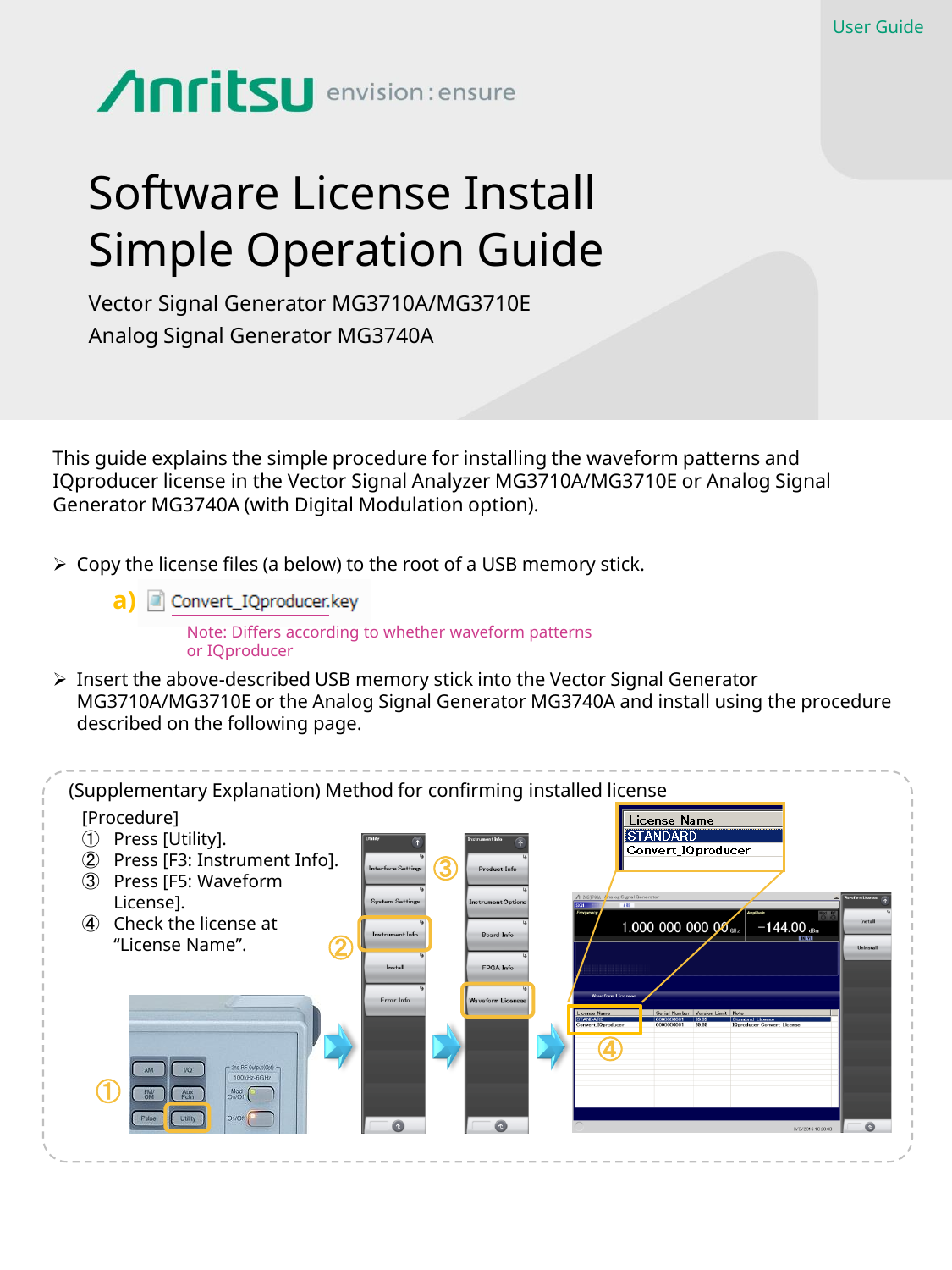User Guide

Anritsu envision : ensure

# Software License Install Simple Operation Guide

Vector Signal Generator MG3710A/MG3710E
Analog Signal Generator MG3740A

This guide explains the simple procedure for installing the waveform patterns and IQproducer license in the Vector Signal Analyzer MG3710A/MG3710E or Analog Signal Generator MG3740A (with Digital Modulation option).

- Copy the license files (a below) to the root of a USB memory stick.

  a) Convert_IQproducer.key

  Note: Differs according to whether waveform patterns or IQproducer

- Insert the above-described USB memory stick into the Vector Signal Generator MG3710A/MG3710E or the Analog Signal Generator MG3740A and install using the procedure described on the following page.

(Supplementary Explanation) Method for confirming installed license

[Procedure]

① Press [Utility].
② Press [F3: Instrument Info].
③ Press [F5: Waveform License].
④ Check the license at "License Name".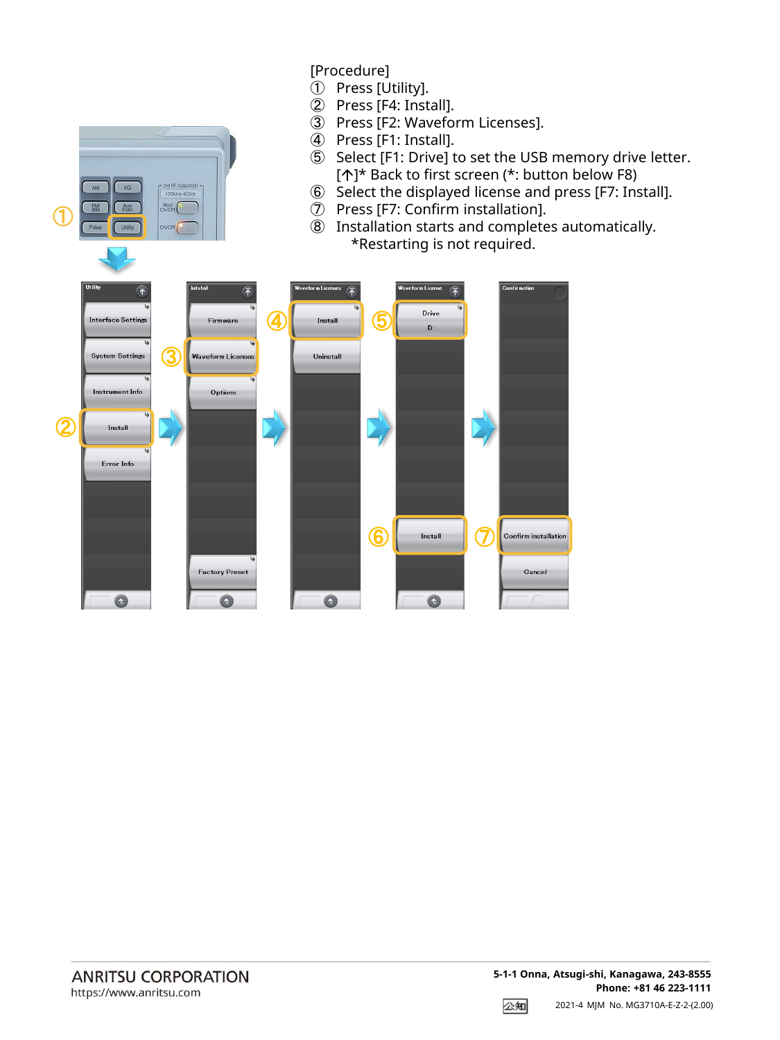[Procedure]

① Press [Utility].
② Press [F4: Install].
③ Press [F2: Waveform Licenses].
④ Press [F1: Install].
⑤ Select [F1: Drive] to set the USB memory drive letter.
[↑]* Back to first screen (*: button below F8)
⑥ Select the displayed license and press [F7: Install].
⑦ Press [F7: Confirm installation].
⑧ Installation starts and completes automatically.
*Restarting is not required.

ANRITSU CORPORATION
https://www.anritsu.com

5-1-1 Onna, Atsugi-shi, Kanagawa, 243-8555
Phone: +81 46 223-1111

公知 2021-4 MJM No. MG3710A-E-Z-2-(2.00)